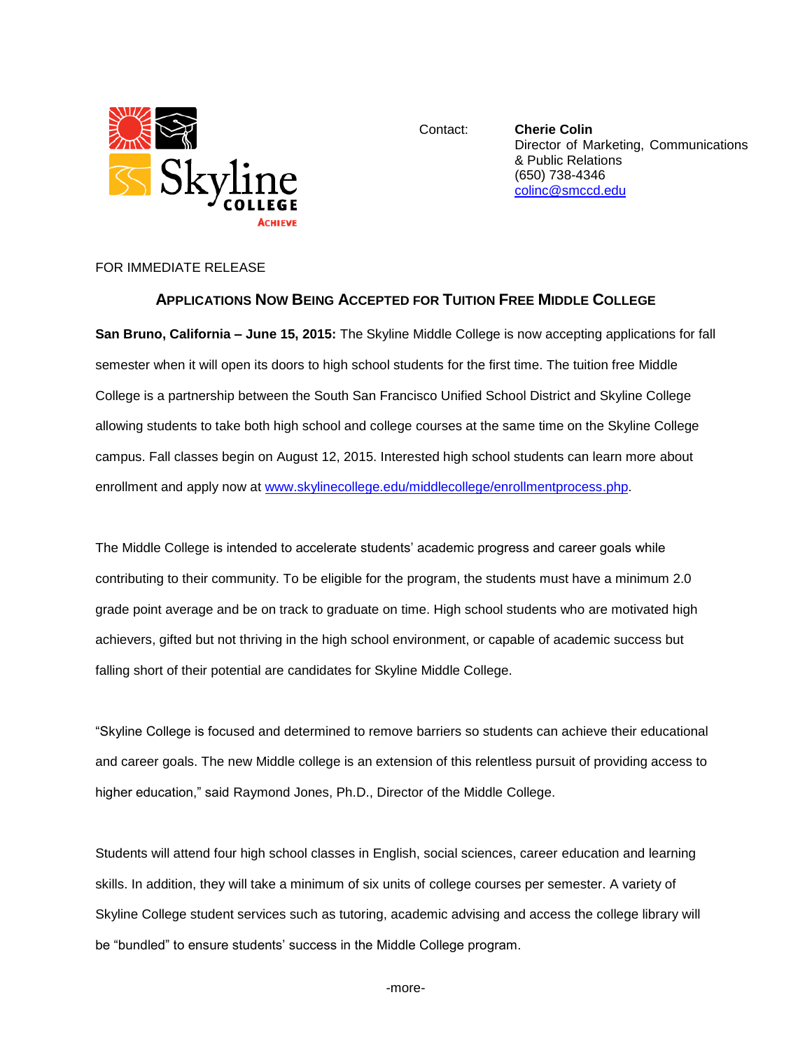Skyline COLLEGE ACHIEVE

Contact: **Cherie Colin**
Director of Marketing, Communications & Public Relations
(650) 738-4346
colinc@smccd.edu

FOR IMMEDIATE RELEASE

## APPLICATIONS NOW BEING ACCEPTED FOR TUITION FREE MIDDLE COLLEGE

**San Bruno, California – June 15, 2015:** The Skyline Middle College is now accepting applications for fall semester when it will open its doors to high school students for the first time. The tuition free Middle College is a partnership between the South San Francisco Unified School District and Skyline College allowing students to take both high school and college courses at the same time on the Skyline College campus. Fall classes begin on August 12, 2015. Interested high school students can learn more about enrollment and apply now at www.skylinecollege.edu/middlecollege/enrollmentprocess.php.

The Middle College is intended to accelerate students' academic progress and career goals while contributing to their community. To be eligible for the program, the students must have a minimum 2.0 grade point average and be on track to graduate on time. High school students who are motivated high achievers, gifted but not thriving in the high school environment, or capable of academic success but falling short of their potential are candidates for Skyline Middle College.

"Skyline College is focused and determined to remove barriers so students can achieve their educational and career goals. The new Middle college is an extension of this relentless pursuit of providing access to higher education," said Raymond Jones, Ph.D., Director of the Middle College.

Students will attend four high school classes in English, social sciences, career education and learning skills. In addition, they will take a minimum of six units of college courses per semester. A variety of Skyline College student services such as tutoring, academic advising and access the college library will be "bundled" to ensure students' success in the Middle College program.

-more-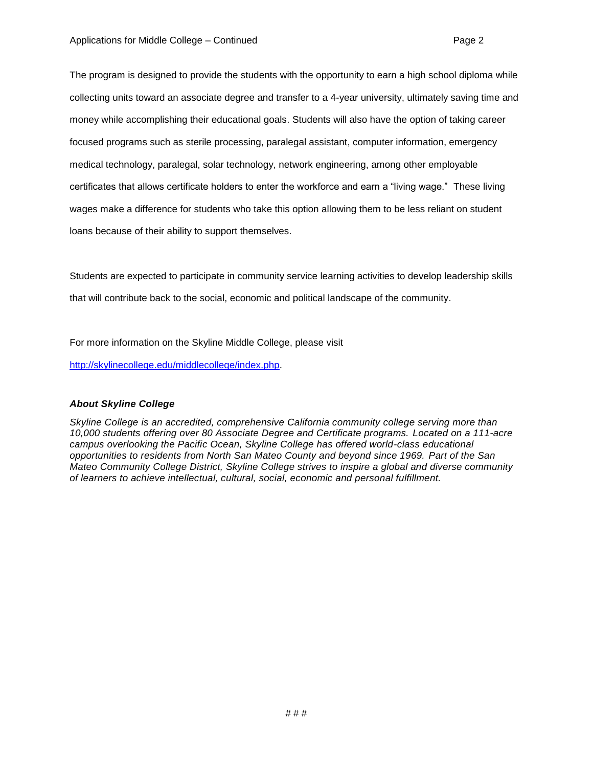The program is designed to provide the students with the opportunity to earn a high school diploma while collecting units toward an associate degree and transfer to a 4-year university, ultimately saving time and money while accomplishing their educational goals. Students will also have the option of taking career focused programs such as sterile processing, paralegal assistant, computer information, emergency medical technology, paralegal, solar technology, network engineering, among other employable certificates that allows certificate holders to enter the workforce and earn a "living wage." These living wages make a difference for students who take this option allowing them to be less reliant on student loans because of their ability to support themselves.

Students are expected to participate in community service learning activities to develop leadership skills that will contribute back to the social, economic and political landscape of the community.

For more information on the Skyline Middle College, please visit http://skylinecollege.edu/middlecollege/index.php.

***About Skyline College***

*Skyline College is an accredited, comprehensive California community college serving more than 10,000 students offering over 80 Associate Degree and Certificate programs. Located on a 111-acre campus overlooking the Pacific Ocean, Skyline College has offered world-class educational opportunities to residents from North San Mateo County and beyond since 1969. Part of the San Mateo Community College District, Skyline College strives to inspire a global and diverse community of learners to achieve intellectual, cultural, social, economic and personal fulfillment.*

# # #